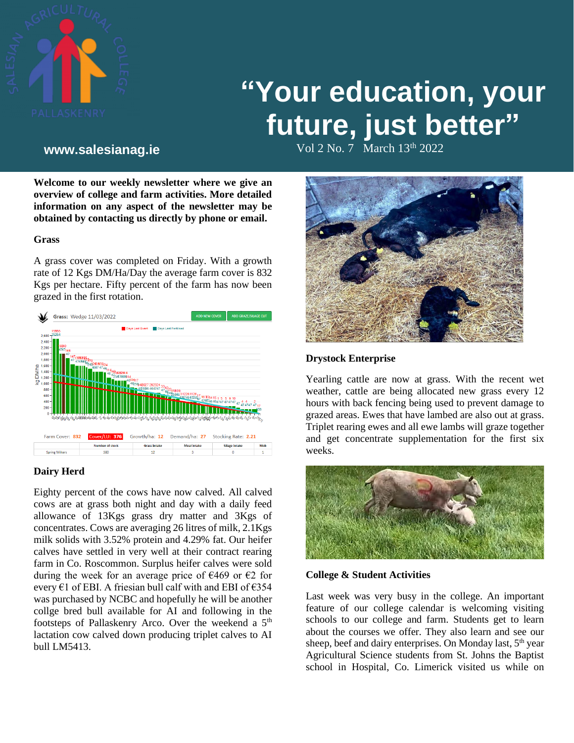# "Your education, your future, just better"

www.salesianag.ie

Vol 2 No. 7 March 13th 2022

**Welcome to our weekly newsletter where we give an overview of college and farm activities. More detailed information on any aspect of the newsletter may be obtained by contacting us directly by phone or email.**

### Grass

A grass cover was completed on Friday. With a growth rate of 12 Kgs DM/Ha/Day the average farm cover is 832 Kgs per hectare. Fifty percent of the farm has now been grazed in the first rotation.

Farm Cover: 832 | Cover/LU: 376 | Growth/ha: 12 | Demand/ha: 27 | Stocking Rate: 2.21

| | Number of stock | Grass intake | Meal intake | Silage intake | Mob |
|---|---|---|---|---|---|
| Spring Milkers | 380 | 12 | 3 | 0 | 1 |

### Dairy Herd

Eighty percent of the cows have now calved. All calved cows are at grass both night and day with a daily feed allowance of 13Kgs grass dry matter and 3Kgs of concentrates. Cows are averaging 26 litres of milk, 2.1Kgs milk solids with 3.52% protein and 4.29% fat. Our heifer calves have settled in very well at their contract rearing farm in Co. Roscommon. Surplus heifer calves were sold during the week for an average price of €469 or €2 for every €1 of EBI. A friesian bull calf with and EBI of €354 was purchased by NCBC and hopefully he will be another collge bred bull available for AI and following in the footsteps of Pallaskenry Arco. Over the weekend a 5th lactation cow calved down producing triplet calves to AI bull LM5413.

### Drystock Enterprise

Yearling cattle are now at grass. With the recent wet weather, cattle are being allocated new grass every 12 hours with back fencing being used to prevent damage to grazed areas. Ewes that have lambed are also out at grass. Triplet rearing ewes and all ewe lambs will graze together and get concentrate supplementation for the first six weeks.

### College & Student Activities

Last week was very busy in the college. An important feature of our college calendar is welcoming visiting schools to our college and farm. Students get to learn about the courses we offer. They also learn and see our sheep, beef and dairy enterprises. On Monday last, 5th year Agricultural Science students from St. Johns the Baptist school in Hospital, Co. Limerick visited us while on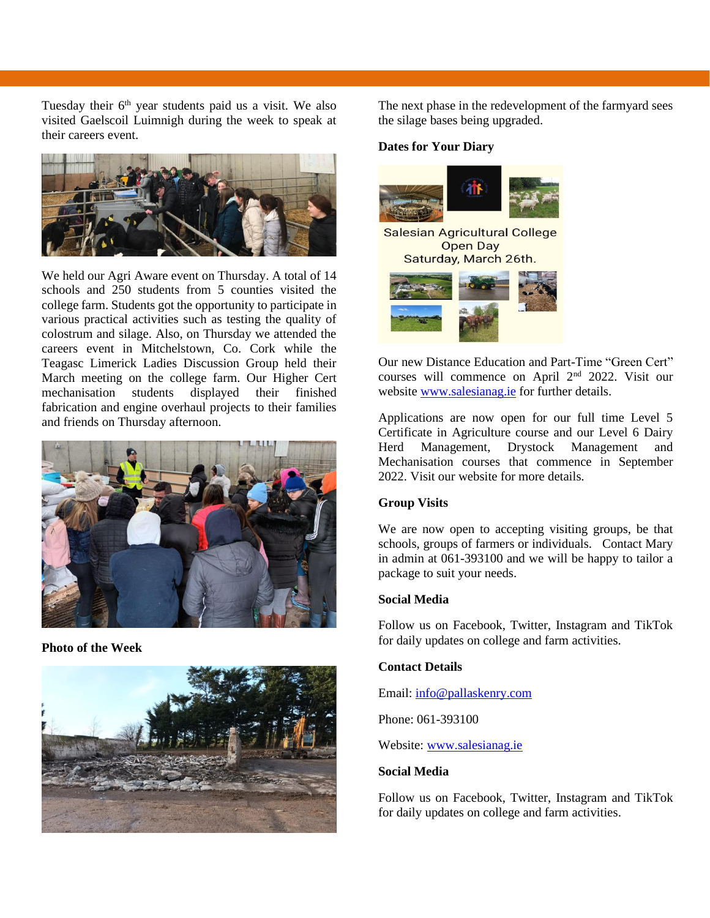Tuesday their 6th year students paid us a visit. We also visited Gaelscoil Luimnigh during the week to speak at their careers event.

We held our Agri Aware event on Thursday. A total of 14 schools and 250 students from 5 counties visited the college farm. Students got the opportunity to participate in various practical activities such as testing the quality of colostrum and silage. Also, on Thursday we attended the careers event in Mitchelstown, Co. Cork while the Teagasc Limerick Ladies Discussion Group held their March meeting on the college farm. Our Higher Cert mechanisation students displayed their finished fabrication and engine overhaul projects to their families and friends on Thursday afternoon.

**Photo of the Week**

The next phase in the redevelopment of the farmyard sees the silage bases being upgraded.

**Dates for Your Diary**

Salesian Agricultural College
Open Day
Saturday, March 26th.

Our new Distance Education and Part-Time "Green Cert" courses will commence on April 2nd 2022. Visit our website www.salesianag.ie for further details.

Applications are now open for our full time Level 5 Certificate in Agriculture course and our Level 6 Dairy Herd Management, Drystock Management and Mechanisation courses that commence in September 2022. Visit our website for more details.

**Group Visits**

We are now open to accepting visiting groups, be that schools, groups of farmers or individuals. Contact Mary in admin at 061-393100 and we will be happy to tailor a package to suit your needs.

**Social Media**

Follow us on Facebook, Twitter, Instagram and TikTok for daily updates on college and farm activities.

**Contact Details**

Email: info@pallaskenry.com

Phone: 061-393100

Website: www.salesianag.ie

**Social Media**

Follow us on Facebook, Twitter, Instagram and TikTok for daily updates on college and farm activities.